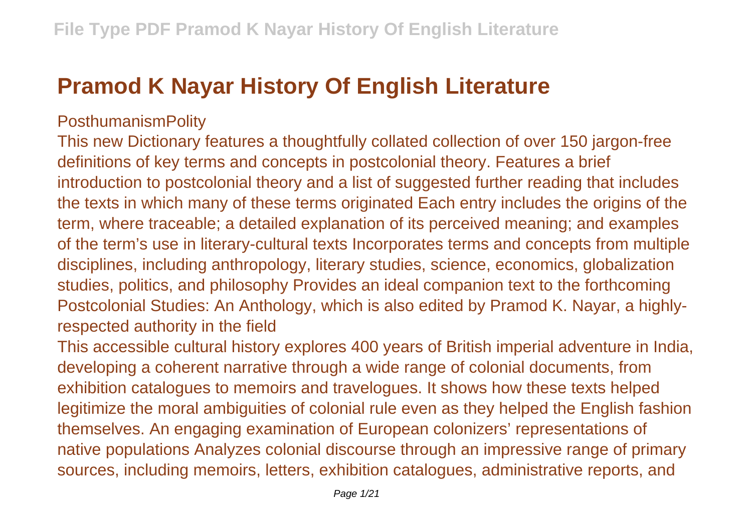# Pramod K Nayar History Of English Literature

PosthumanismPolity

This new Dictionary features a thoughtfully collated collection of over 150 jargon-free definitions of key terms and concepts in postcolonial theory. Features a brief introduction to postcolonial theory and a list of suggested further reading that includes the texts in which many of these terms originated Each entry includes the origins of the term, where traceable; a detailed explanation of its perceived meaning; and examples of the term's use in literary-cultural texts Incorporates terms and concepts from multiple disciplines, including anthropology, literary studies, science, economics, globalization studies, politics, and philosophy Provides an ideal companion text to the forthcoming Postcolonial Studies: An Anthology, which is also edited by Pramod K. Nayar, a highly-respected authority in the field

This accessible cultural history explores 400 years of British imperial adventure in India, developing a coherent narrative through a wide range of colonial documents, from exhibition catalogues to memoirs and travelogues. It shows how these texts helped legitimize the moral ambiguities of colonial rule even as they helped the English fashion themselves. An engaging examination of European colonizers' representations of native populations Analyzes colonial discourse through an impressive range of primary sources, including memoirs, letters, exhibition catalogues, administrative reports, and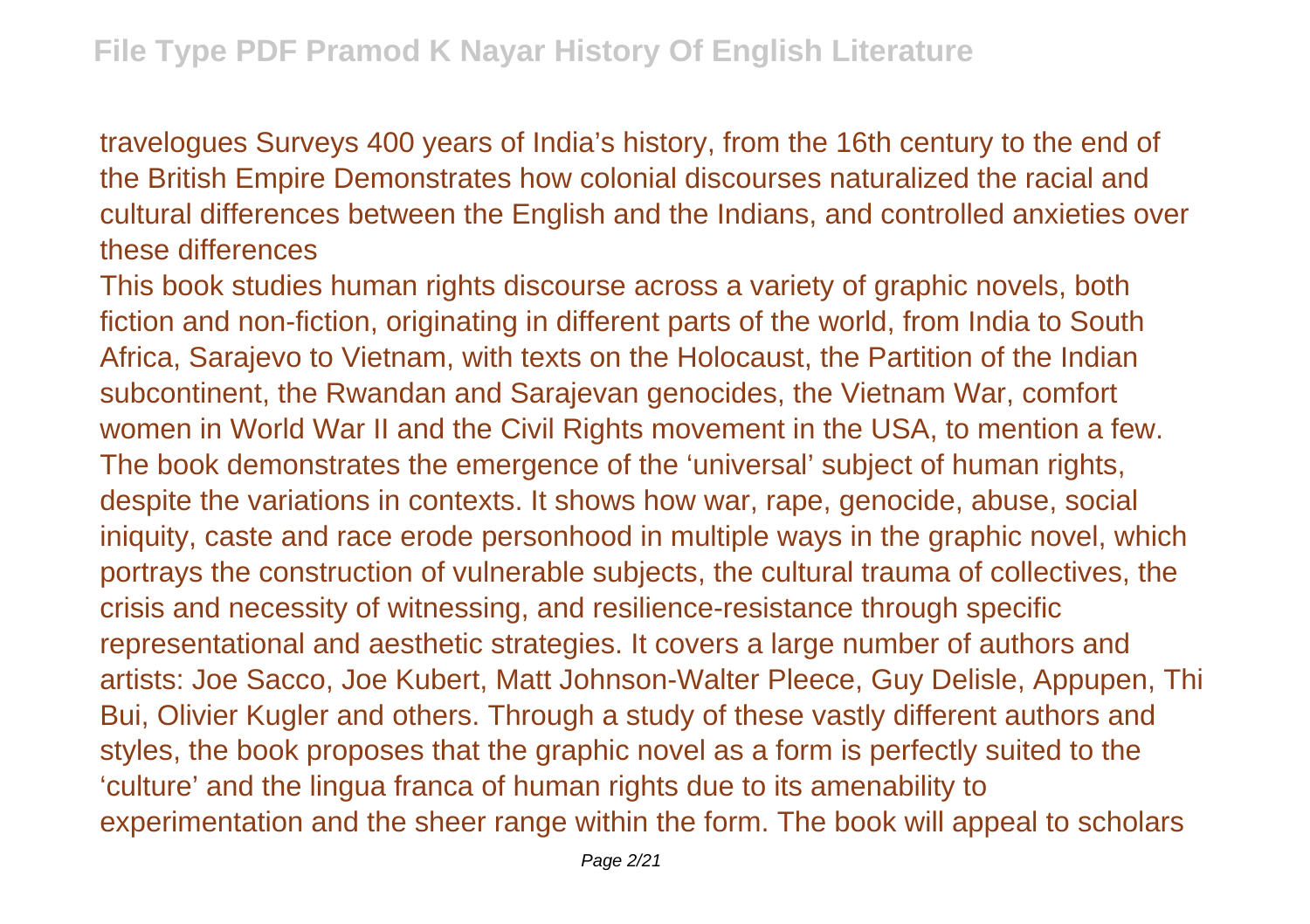travelogues Surveys 400 years of India's history, from the 16th century to the end of the British Empire Demonstrates how colonial discourses naturalized the racial and cultural differences between the English and the Indians, and controlled anxieties over these differences

This book studies human rights discourse across a variety of graphic novels, both fiction and non-fiction, originating in different parts of the world, from India to South Africa, Sarajevo to Vietnam, with texts on the Holocaust, the Partition of the Indian subcontinent, the Rwandan and Sarajevan genocides, the Vietnam War, comfort women in World War II and the Civil Rights movement in the USA, to mention a few. The book demonstrates the emergence of the 'universal' subject of human rights, despite the variations in contexts. It shows how war, rape, genocide, abuse, social iniquity, caste and race erode personhood in multiple ways in the graphic novel, which portrays the construction of vulnerable subjects, the cultural trauma of collectives, the crisis and necessity of witnessing, and resilience-resistance through specific representational and aesthetic strategies. It covers a large number of authors and artists: Joe Sacco, Joe Kubert, Matt Johnson-Walter Pleece, Guy Delisle, Appupen, Thi Bui, Olivier Kugler and others. Through a study of these vastly different authors and styles, the book proposes that the graphic novel as a form is perfectly suited to the 'culture' and the lingua franca of human rights due to its amenability to experimentation and the sheer range within the form. The book will appeal to scholars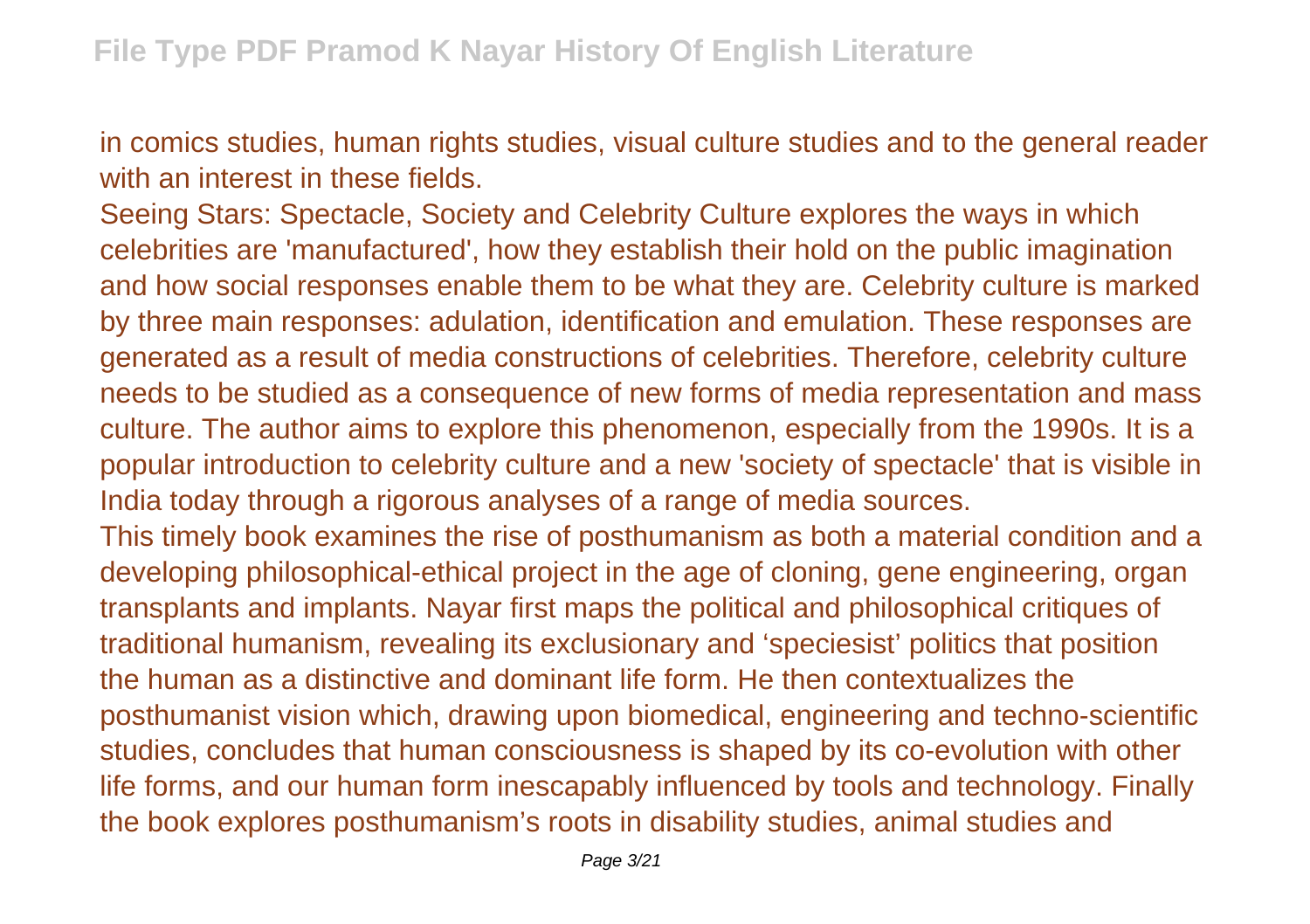in comics studies, human rights studies, visual culture studies and to the general reader with an interest in these fields.

Seeing Stars: Spectacle, Society and Celebrity Culture explores the ways in which celebrities are 'manufactured', how they establish their hold on the public imagination and how social responses enable them to be what they are. Celebrity culture is marked by three main responses: adulation, identification and emulation. These responses are generated as a result of media constructions of celebrities. Therefore, celebrity culture needs to be studied as a consequence of new forms of media representation and mass culture. The author aims to explore this phenomenon, especially from the 1990s. It is a popular introduction to celebrity culture and a new 'society of spectacle' that is visible in India today through a rigorous analyses of a range of media sources.

This timely book examines the rise of posthumanism as both a material condition and a developing philosophical-ethical project in the age of cloning, gene engineering, organ transplants and implants. Nayar first maps the political and philosophical critiques of traditional humanism, revealing its exclusionary and 'speciesist' politics that position the human as a distinctive and dominant life form. He then contextualizes the posthumanist vision which, drawing upon biomedical, engineering and techno-scientific studies, concludes that human consciousness is shaped by its co-evolution with other life forms, and our human form inescapably influenced by tools and technology. Finally the book explores posthumanism's roots in disability studies, animal studies and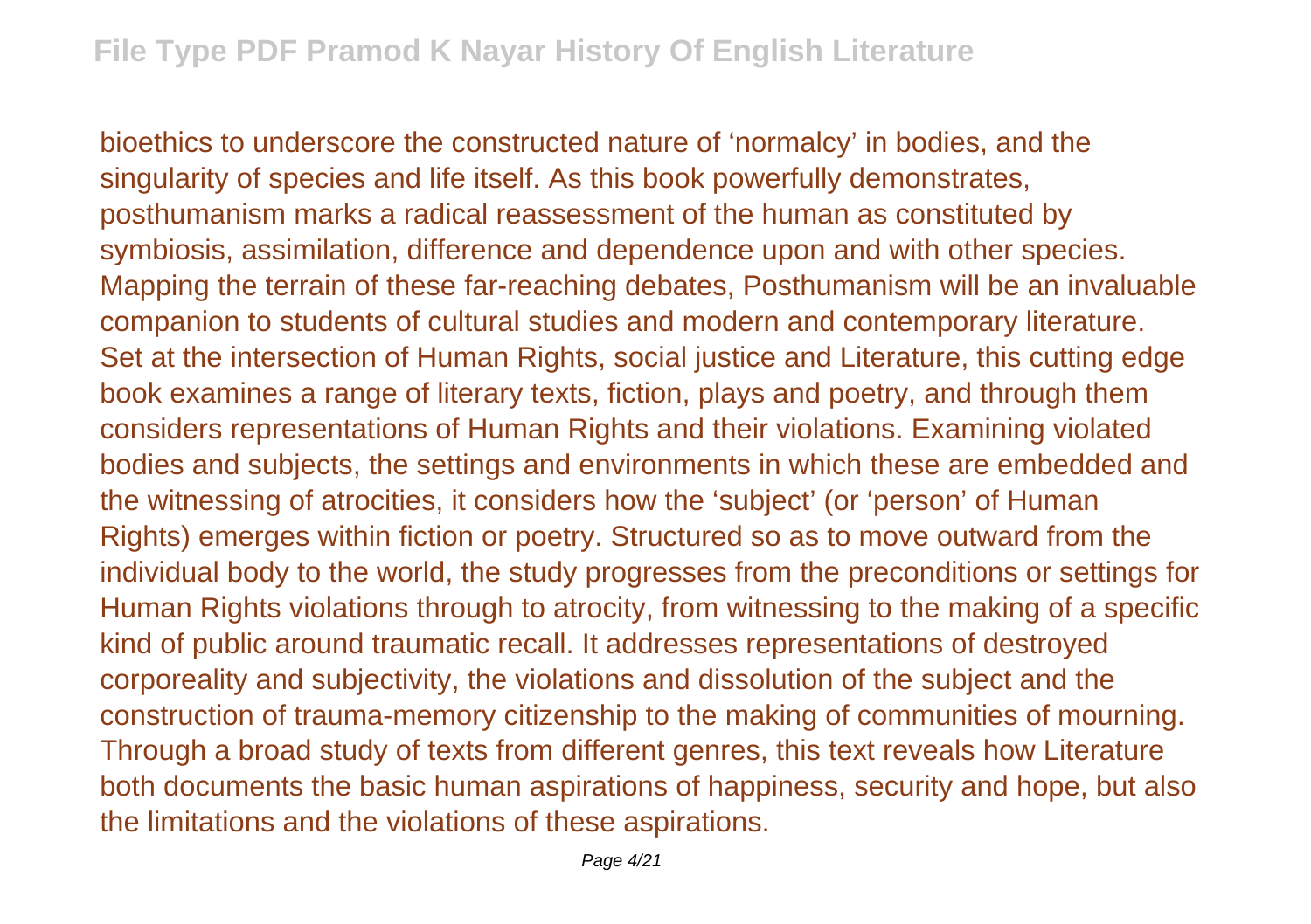bioethics to underscore the constructed nature of ‘normalcy’ in bodies, and the singularity of species and life itself. As this book powerfully demonstrates, posthumanism marks a radical reassessment of the human as constituted by symbiosis, assimilation, difference and dependence upon and with other species. Mapping the terrain of these far-reaching debates, Posthumanism will be an invaluable companion to students of cultural studies and modern and contemporary literature.
Set at the intersection of Human Rights, social justice and Literature, this cutting edge book examines a range of literary texts, fiction, plays and poetry, and through them considers representations of Human Rights and their violations. Examining violated bodies and subjects, the settings and environments in which these are embedded and the witnessing of atrocities, it considers how the ‘subject’ (or ‘person’ of Human Rights) emerges within fiction or poetry. Structured so as to move outward from the individual body to the world, the study progresses from the preconditions or settings for Human Rights violations through to atrocity, from witnessing to the making of a specific kind of public around traumatic recall. It addresses representations of destroyed corporeality and subjectivity, the violations and dissolution of the subject and the construction of trauma-memory citizenship to the making of communities of mourning. Through a broad study of texts from different genres, this text reveals how Literature both documents the basic human aspirations of happiness, security and hope, but also the limitations and the violations of these aspirations.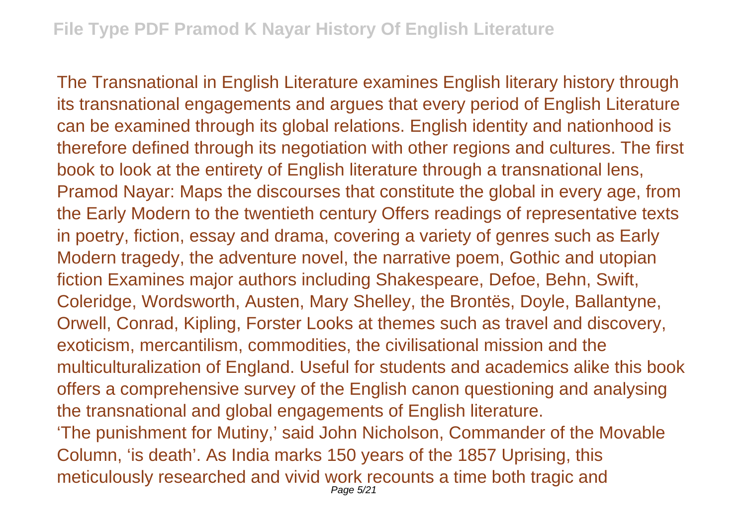The Transnational in English Literature examines English literary history through its transnational engagements and argues that every period of English Literature can be examined through its global relations. English identity and nationhood is therefore defined through its negotiation with other regions and cultures. The first book to look at the entirety of English literature through a transnational lens, Pramod Nayar: Maps the discourses that constitute the global in every age, from the Early Modern to the twentieth century Offers readings of representative texts in poetry, fiction, essay and drama, covering a variety of genres such as Early Modern tragedy, the adventure novel, the narrative poem, Gothic and utopian fiction Examines major authors including Shakespeare, Defoe, Behn, Swift, Coleridge, Wordsworth, Austen, Mary Shelley, the Brontës, Doyle, Ballantyne, Orwell, Conrad, Kipling, Forster Looks at themes such as travel and discovery, exoticism, mercantilism, commodities, the civilisational mission and the multiculturalization of England. Useful for students and academics alike this book offers a comprehensive survey of the English canon questioning and analysing the transnational and global engagements of English literature.

'The punishment for Mutiny,' said John Nicholson, Commander of the Movable Column, 'is death'. As India marks 150 years of the 1857 Uprising, this meticulously researched and vivid work recounts a time both tragic and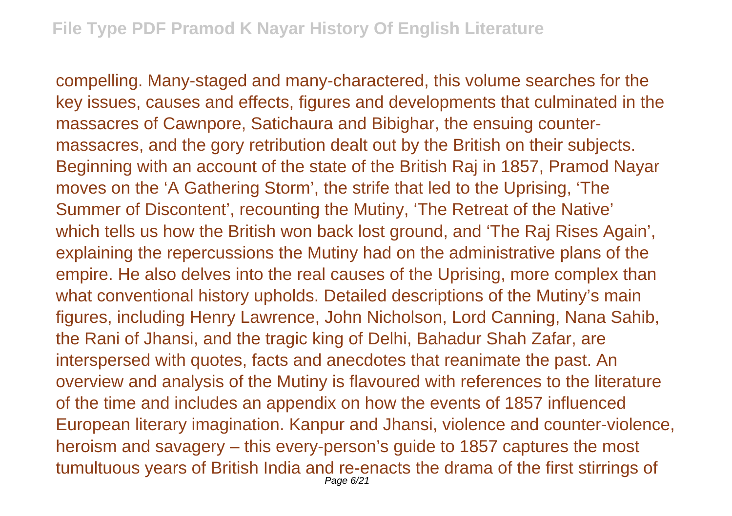compelling. Many-staged and many-charactered, this volume searches for the key issues, causes and effects, figures and developments that culminated in the massacres of Cawnpore, Satichaura and Bibighar, the ensuing counter-massacres, and the gory retribution dealt out by the British on their subjects. Beginning with an account of the state of the British Raj in 1857, Pramod Nayar moves on the 'A Gathering Storm', the strife that led to the Uprising, 'The Summer of Discontent', recounting the Mutiny, 'The Retreat of the Native' which tells us how the British won back lost ground, and 'The Raj Rises Again', explaining the repercussions the Mutiny had on the administrative plans of the empire. He also delves into the real causes of the Uprising, more complex than what conventional history upholds. Detailed descriptions of the Mutiny's main figures, including Henry Lawrence, John Nicholson, Lord Canning, Nana Sahib, the Rani of Jhansi, and the tragic king of Delhi, Bahadur Shah Zafar, are interspersed with quotes, facts and anecdotes that reanimate the past. An overview and analysis of the Mutiny is flavoured with references to the literature of the time and includes an appendix on how the events of 1857 influenced European literary imagination. Kanpur and Jhansi, violence and counter-violence, heroism and savagery – this every-person's guide to 1857 captures the most tumultuous years of British India and re-enacts the drama of the first stirrings of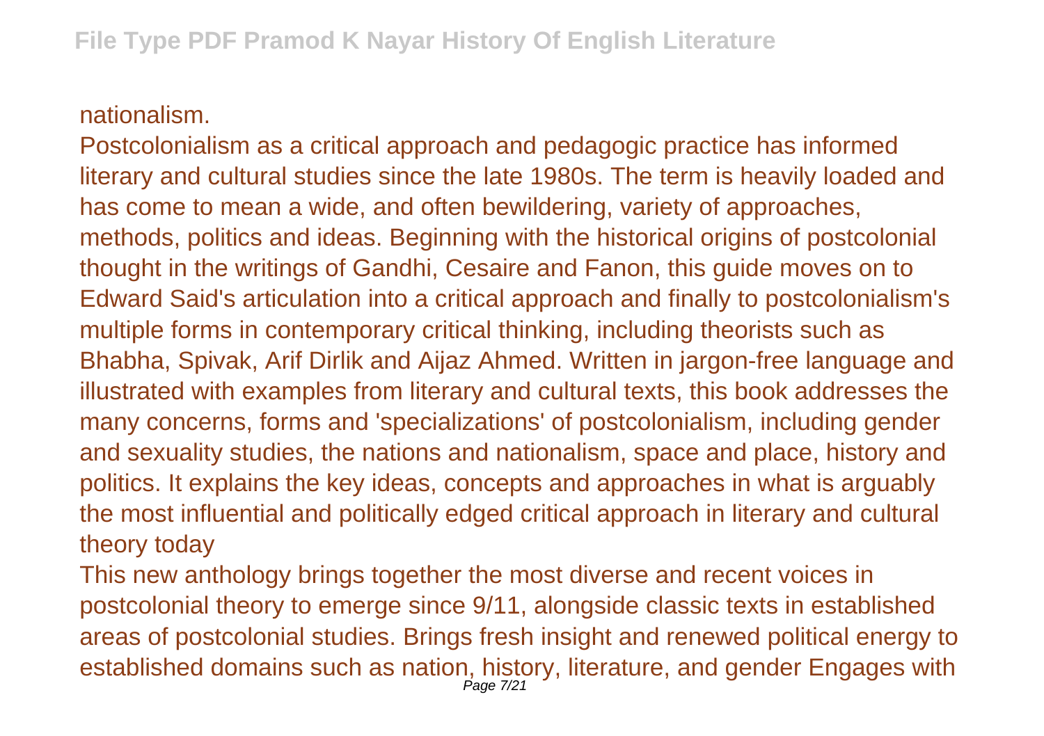nationalism.

Postcolonialism as a critical approach and pedagogic practice has informed literary and cultural studies since the late 1980s. The term is heavily loaded and has come to mean a wide, and often bewildering, variety of approaches, methods, politics and ideas. Beginning with the historical origins of postcolonial thought in the writings of Gandhi, Cesaire and Fanon, this guide moves on to Edward Said's articulation into a critical approach and finally to postcolonialism's multiple forms in contemporary critical thinking, including theorists such as Bhabha, Spivak, Arif Dirlik and Aijaz Ahmed. Written in jargon-free language and illustrated with examples from literary and cultural texts, this book addresses the many concerns, forms and 'specializations' of postcolonialism, including gender and sexuality studies, the nations and nationalism, space and place, history and politics. It explains the key ideas, concepts and approaches in what is arguably the most influential and politically edged critical approach in literary and cultural theory today

This new anthology brings together the most diverse and recent voices in postcolonial theory to emerge since 9/11, alongside classic texts in established areas of postcolonial studies. Brings fresh insight and renewed political energy to established domains such as nation, history, literature, and gender Engages with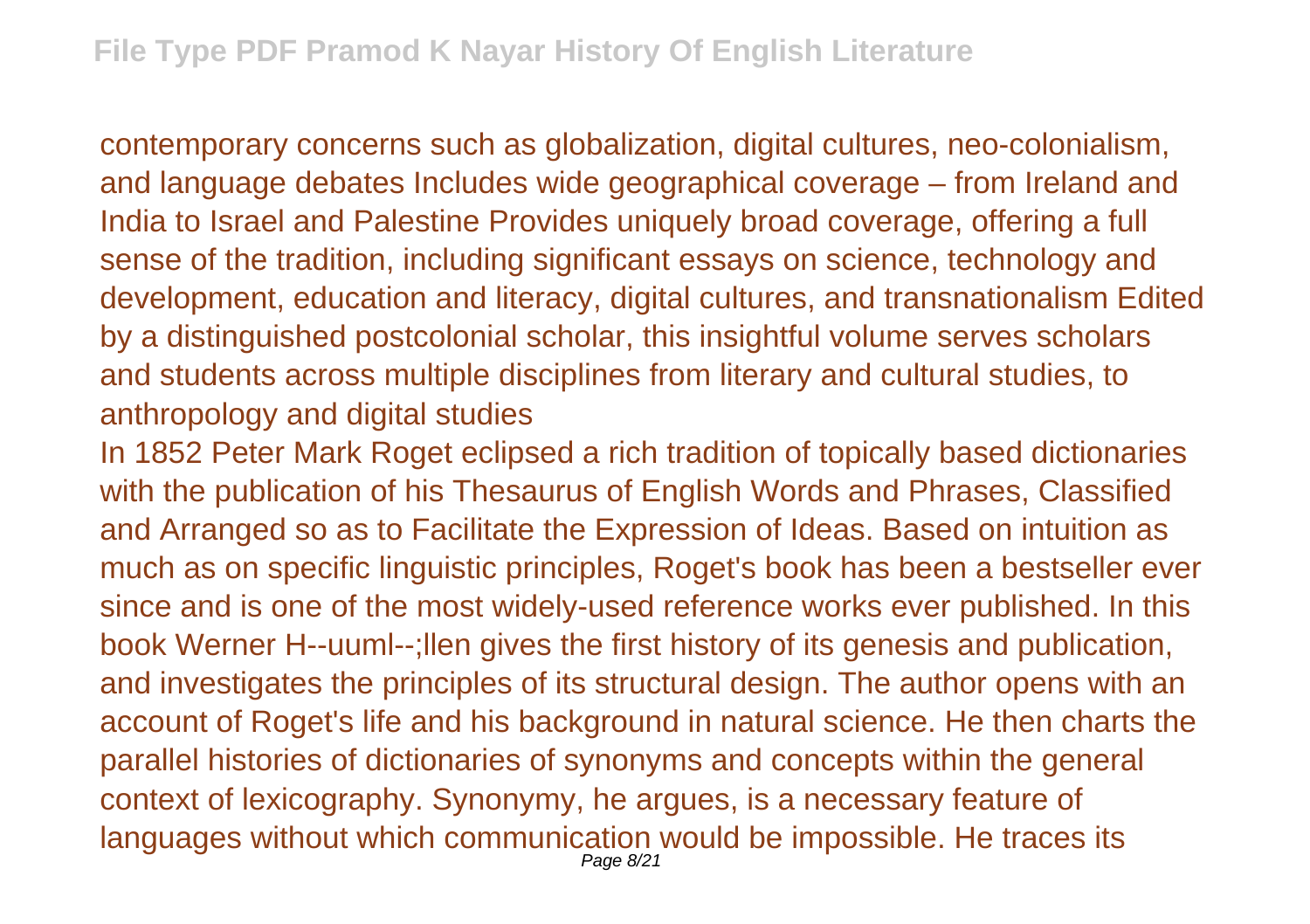contemporary concerns such as globalization, digital cultures, neo-colonialism, and language debates Includes wide geographical coverage – from Ireland and India to Israel and Palestine Provides uniquely broad coverage, offering a full sense of the tradition, including significant essays on science, technology and development, education and literacy, digital cultures, and transnationalism Edited by a distinguished postcolonial scholar, this insightful volume serves scholars and students across multiple disciplines from literary and cultural studies, to anthropology and digital studies

In 1852 Peter Mark Roget eclipsed a rich tradition of topically based dictionaries with the publication of his Thesaurus of English Words and Phrases, Classified and Arranged so as to Facilitate the Expression of Ideas. Based on intuition as much as on specific linguistic principles, Roget's book has been a bestseller ever since and is one of the most widely-used reference works ever published. In this book Werner H--uuml--;llen gives the first history of its genesis and publication, and investigates the principles of its structural design. The author opens with an account of Roget's life and his background in natural science. He then charts the parallel histories of dictionaries of synonyms and concepts within the general context of lexicography. Synonymy, he argues, is a necessary feature of languages without which communication would be impossible. He traces its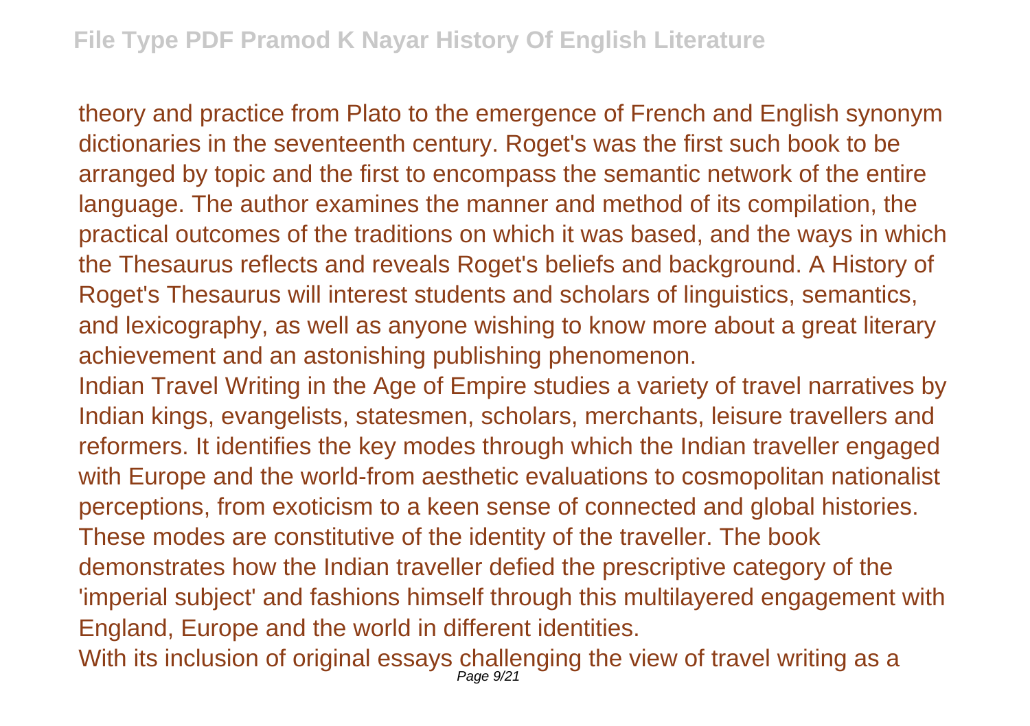theory and practice from Plato to the emergence of French and English synonym dictionaries in the seventeenth century. Roget's was the first such book to be arranged by topic and the first to encompass the semantic network of the entire language. The author examines the manner and method of its compilation, the practical outcomes of the traditions on which it was based, and the ways in which the Thesaurus reflects and reveals Roget's beliefs and background. A History of Roget's Thesaurus will interest students and scholars of linguistics, semantics, and lexicography, as well as anyone wishing to know more about a great literary achievement and an astonishing publishing phenomenon.

Indian Travel Writing in the Age of Empire studies a variety of travel narratives by Indian kings, evangelists, statesmen, scholars, merchants, leisure travellers and reformers. It identifies the key modes through which the Indian traveller engaged with Europe and the world-from aesthetic evaluations to cosmopolitan nationalist perceptions, from exoticism to a keen sense of connected and global histories. These modes are constitutive of the identity of the traveller. The book demonstrates how the Indian traveller defied the prescriptive category of the 'imperial subject' and fashions himself through this multilayered engagement with England, Europe and the world in different identities.

With its inclusion of original essays challenging the view of travel writing as a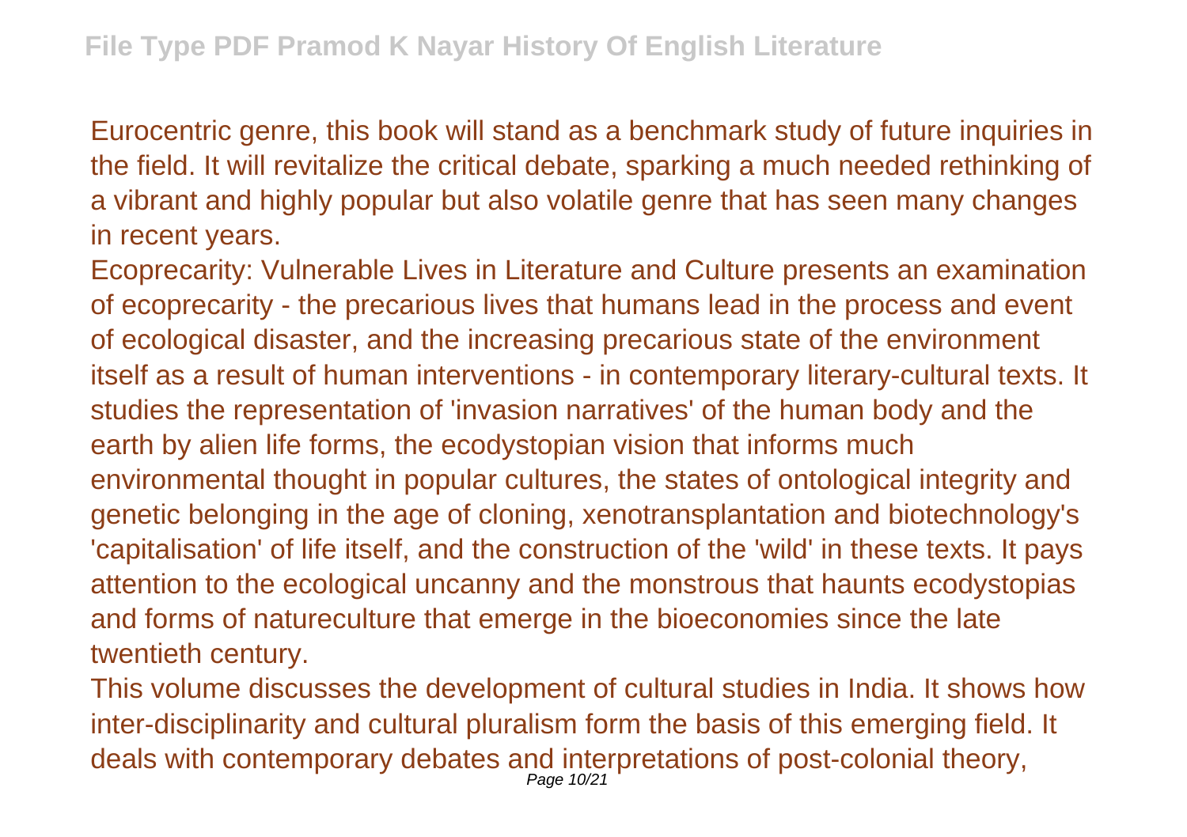Eurocentric genre, this book will stand as a benchmark study of future inquiries in the field. It will revitalize the critical debate, sparking a much needed rethinking of a vibrant and highly popular but also volatile genre that has seen many changes in recent years.

Ecoprecarity: Vulnerable Lives in Literature and Culture presents an examination of ecoprecarity - the precarious lives that humans lead in the process and event of ecological disaster, and the increasing precarious state of the environment itself as a result of human interventions - in contemporary literary-cultural texts. It studies the representation of 'invasion narratives' of the human body and the earth by alien life forms, the ecodystopian vision that informs much environmental thought in popular cultures, the states of ontological integrity and genetic belonging in the age of cloning, xenotransplantation and biotechnology's 'capitalisation' of life itself, and the construction of the 'wild' in these texts. It pays attention to the ecological uncanny and the monstrous that haunts ecodystopias and forms of natureculture that emerge in the bioeconomies since the late twentieth century.

This volume discusses the development of cultural studies in India. It shows how inter-disciplinarity and cultural pluralism form the basis of this emerging field. It deals with contemporary debates and interpretations of post-colonial theory,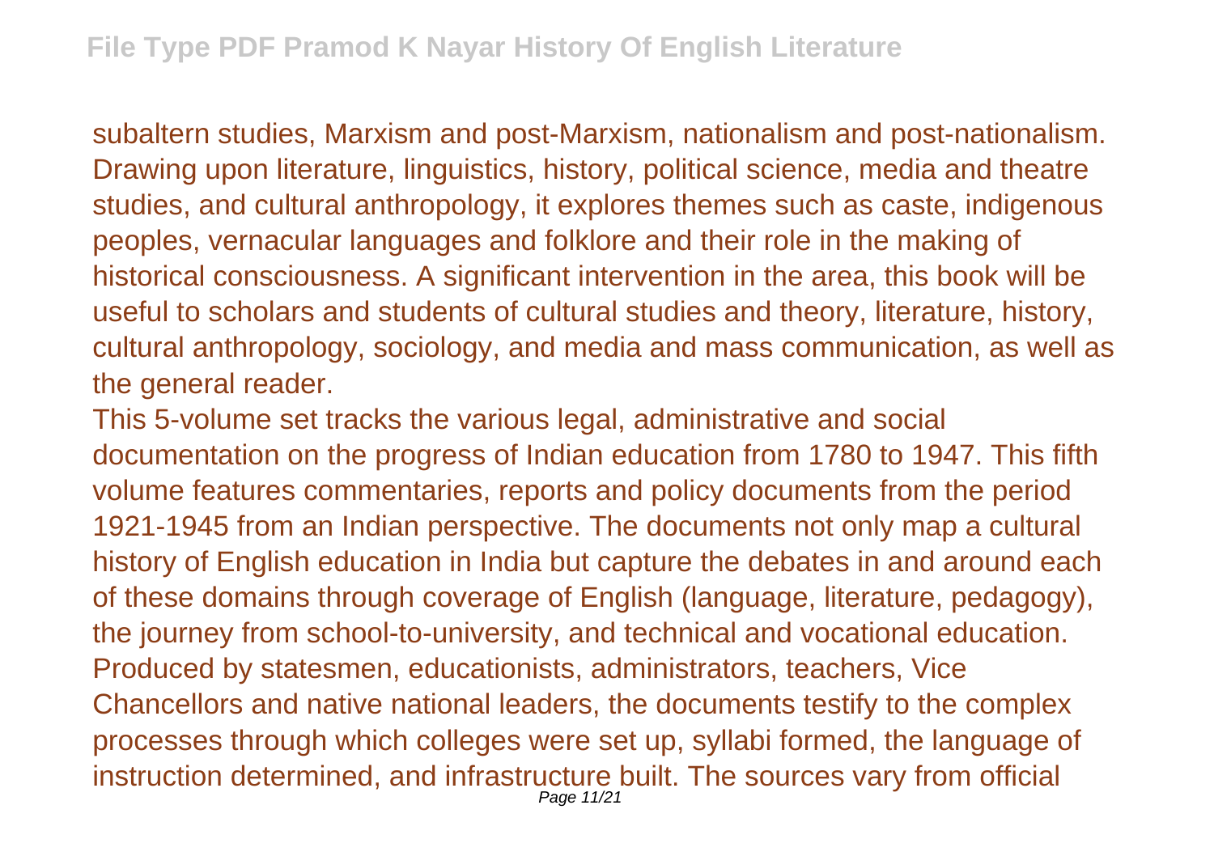subaltern studies, Marxism and post-Marxism, nationalism and post-nationalism. Drawing upon literature, linguistics, history, political science, media and theatre studies, and cultural anthropology, it explores themes such as caste, indigenous peoples, vernacular languages and folklore and their role in the making of historical consciousness. A significant intervention in the area, this book will be useful to scholars and students of cultural studies and theory, literature, history, cultural anthropology, sociology, and media and mass communication, as well as the general reader.

This 5-volume set tracks the various legal, administrative and social documentation on the progress of Indian education from 1780 to 1947. This fifth volume features commentaries, reports and policy documents from the period 1921-1945 from an Indian perspective. The documents not only map a cultural history of English education in India but capture the debates in and around each of these domains through coverage of English (language, literature, pedagogy), the journey from school-to-university, and technical and vocational education. Produced by statesmen, educationists, administrators, teachers, Vice Chancellors and native national leaders, the documents testify to the complex processes through which colleges were set up, syllabi formed, the language of instruction determined, and infrastructure built. The sources vary from official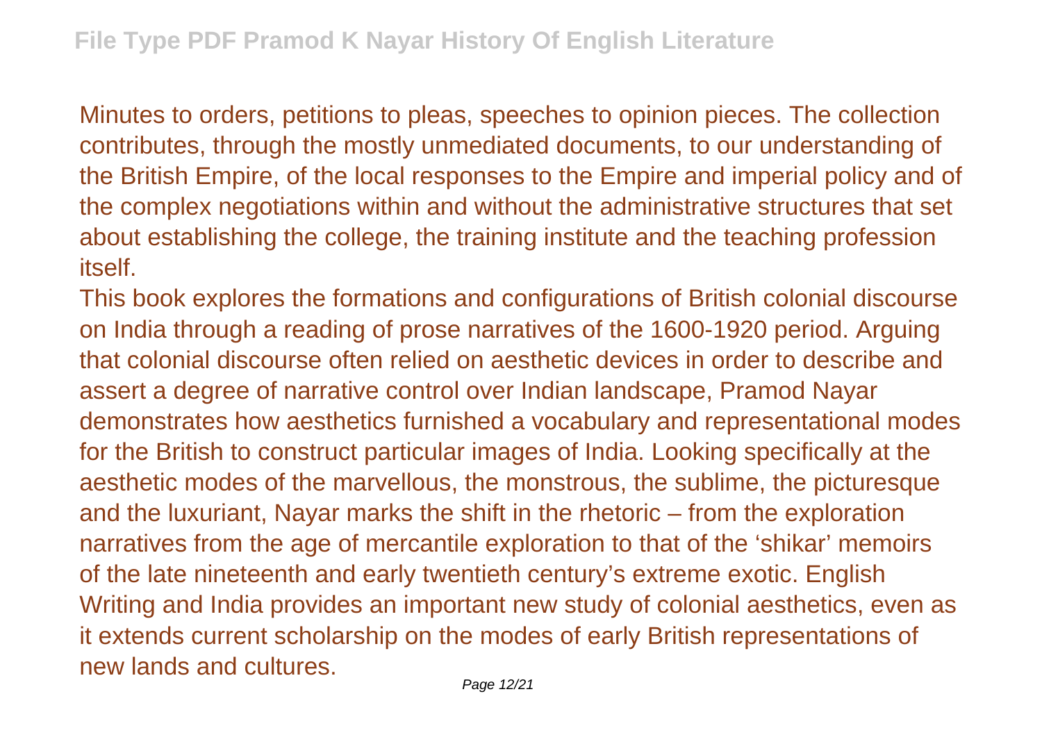Minutes to orders, petitions to pleas, speeches to opinion pieces. The collection contributes, through the mostly unmediated documents, to our understanding of the British Empire, of the local responses to the Empire and imperial policy and of the complex negotiations within and without the administrative structures that set about establishing the college, the training institute and the teaching profession itself.

This book explores the formations and configurations of British colonial discourse on India through a reading of prose narratives of the 1600-1920 period. Arguing that colonial discourse often relied on aesthetic devices in order to describe and assert a degree of narrative control over Indian landscape, Pramod Nayar demonstrates how aesthetics furnished a vocabulary and representational modes for the British to construct particular images of India. Looking specifically at the aesthetic modes of the marvellous, the monstrous, the sublime, the picturesque and the luxuriant, Nayar marks the shift in the rhetoric – from the exploration narratives from the age of mercantile exploration to that of the 'shikar' memoirs of the late nineteenth and early twentieth century's extreme exotic. English Writing and India provides an important new study of colonial aesthetics, even as it extends current scholarship on the modes of early British representations of new lands and cultures.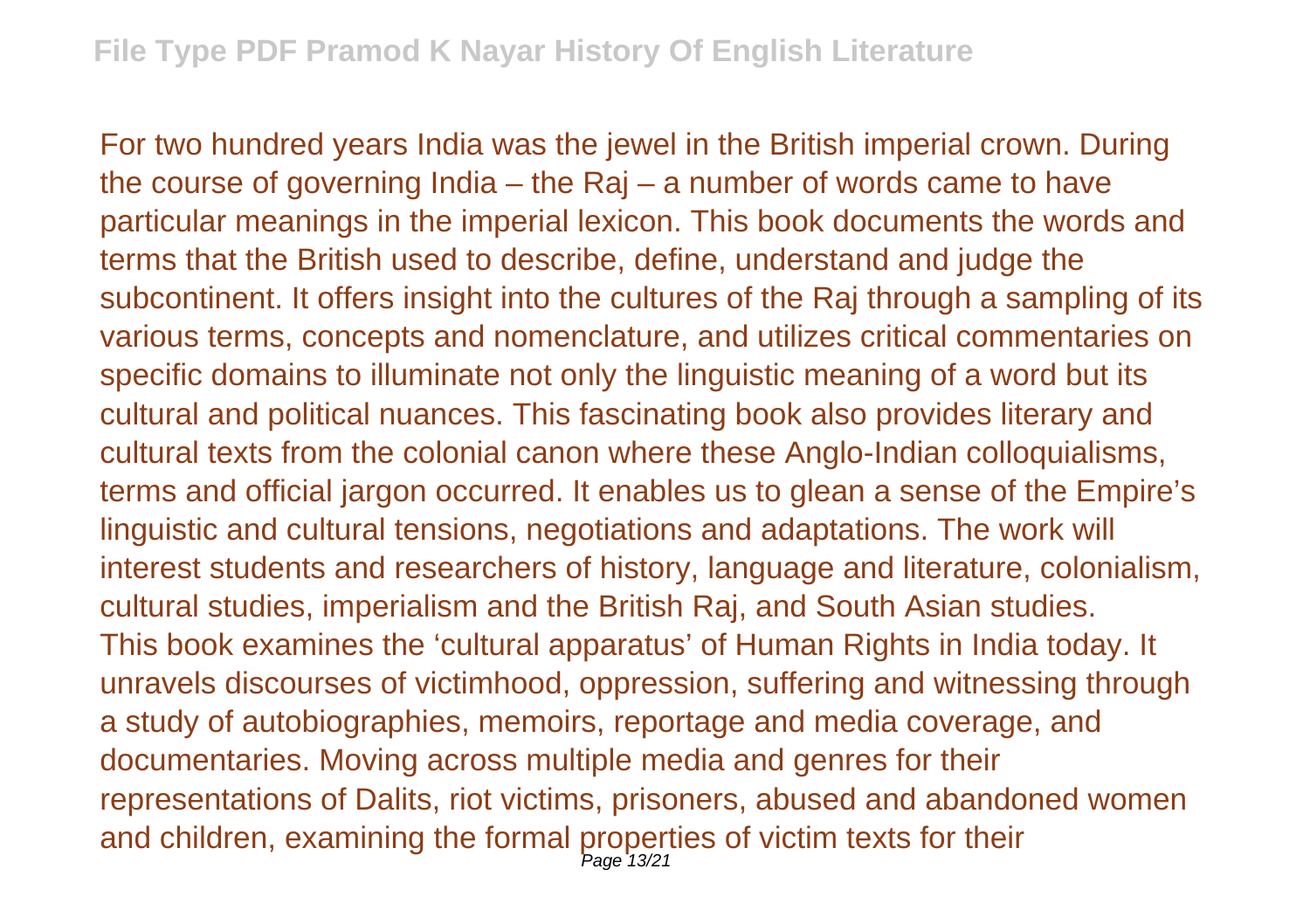For two hundred years India was the jewel in the British imperial crown. During the course of governing India – the Raj – a number of words came to have particular meanings in the imperial lexicon. This book documents the words and terms that the British used to describe, define, understand and judge the subcontinent. It offers insight into the cultures of the Raj through a sampling of its various terms, concepts and nomenclature, and utilizes critical commentaries on specific domains to illuminate not only the linguistic meaning of a word but its cultural and political nuances. This fascinating book also provides literary and cultural texts from the colonial canon where these Anglo-Indian colloquialisms, terms and official jargon occurred. It enables us to glean a sense of the Empire's linguistic and cultural tensions, negotiations and adaptations. The work will interest students and researchers of history, language and literature, colonialism, cultural studies, imperialism and the British Raj, and South Asian studies.

This book examines the 'cultural apparatus' of Human Rights in India today. It unravels discourses of victimhood, oppression, suffering and witnessing through a study of autobiographies, memoirs, reportage and media coverage, and documentaries. Moving across multiple media and genres for their representations of Dalits, riot victims, prisoners, abused and abandoned women and children, examining the formal properties of victim texts for their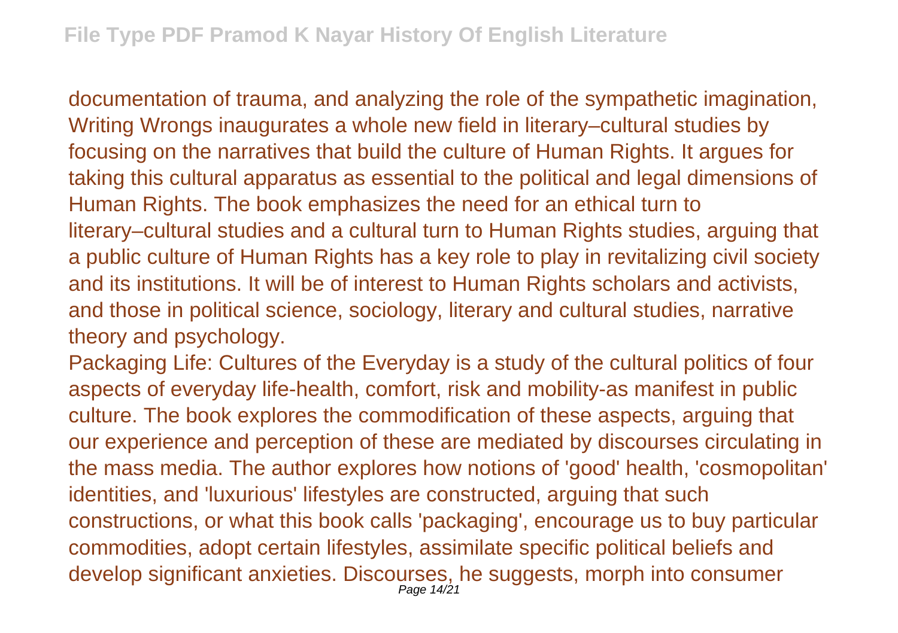documentation of trauma, and analyzing the role of the sympathetic imagination, Writing Wrongs inaugurates a whole new field in literary–cultural studies by focusing on the narratives that build the culture of Human Rights. It argues for taking this cultural apparatus as essential to the political and legal dimensions of Human Rights. The book emphasizes the need for an ethical turn to literary–cultural studies and a cultural turn to Human Rights studies, arguing that a public culture of Human Rights has a key role to play in revitalizing civil society and its institutions. It will be of interest to Human Rights scholars and activists, and those in political science, sociology, literary and cultural studies, narrative theory and psychology.

Packaging Life: Cultures of the Everyday is a study of the cultural politics of four aspects of everyday life-health, comfort, risk and mobility-as manifest in public culture. The book explores the commodification of these aspects, arguing that our experience and perception of these are mediated by discourses circulating in the mass media. The author explores how notions of 'good' health, 'cosmopolitan' identities, and 'luxurious' lifestyles are constructed, arguing that such constructions, or what this book calls 'packaging', encourage us to buy particular commodities, adopt certain lifestyles, assimilate specific political beliefs and develop significant anxieties. Discourses, he suggests, morph into consumer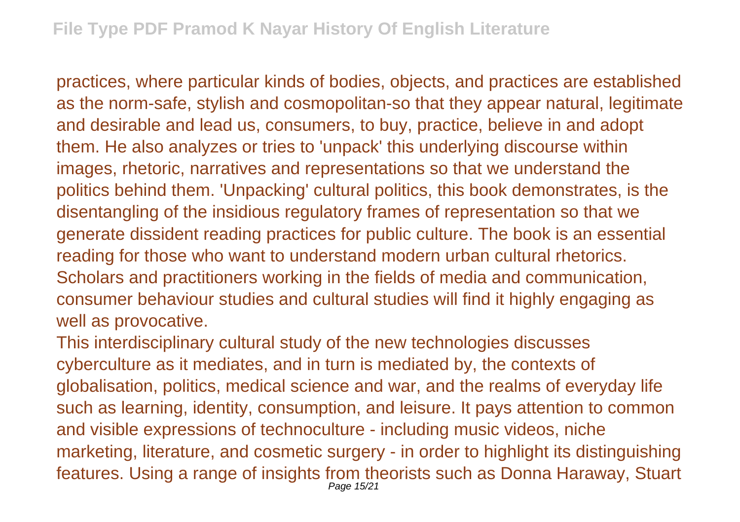practices, where particular kinds of bodies, objects, and practices are established as the norm-safe, stylish and cosmopolitan-so that they appear natural, legitimate and desirable and lead us, consumers, to buy, practice, believe in and adopt them. He also analyzes or tries to 'unpack' this underlying discourse within images, rhetoric, narratives and representations so that we understand the politics behind them. 'Unpacking' cultural politics, this book demonstrates, is the disentangling of the insidious regulatory frames of representation so that we generate dissident reading practices for public culture. The book is an essential reading for those who want to understand modern urban cultural rhetorics. Scholars and practitioners working in the fields of media and communication, consumer behaviour studies and cultural studies will find it highly engaging as well as provocative.

This interdisciplinary cultural study of the new technologies discusses cyberculture as it mediates, and in turn is mediated by, the contexts of globalisation, politics, medical science and war, and the realms of everyday life such as learning, identity, consumption, and leisure. It pays attention to common and visible expressions of technoculture - including music videos, niche marketing, literature, and cosmetic surgery - in order to highlight its distinguishing features. Using a range of insights from theorists such as Donna Haraway, Stuart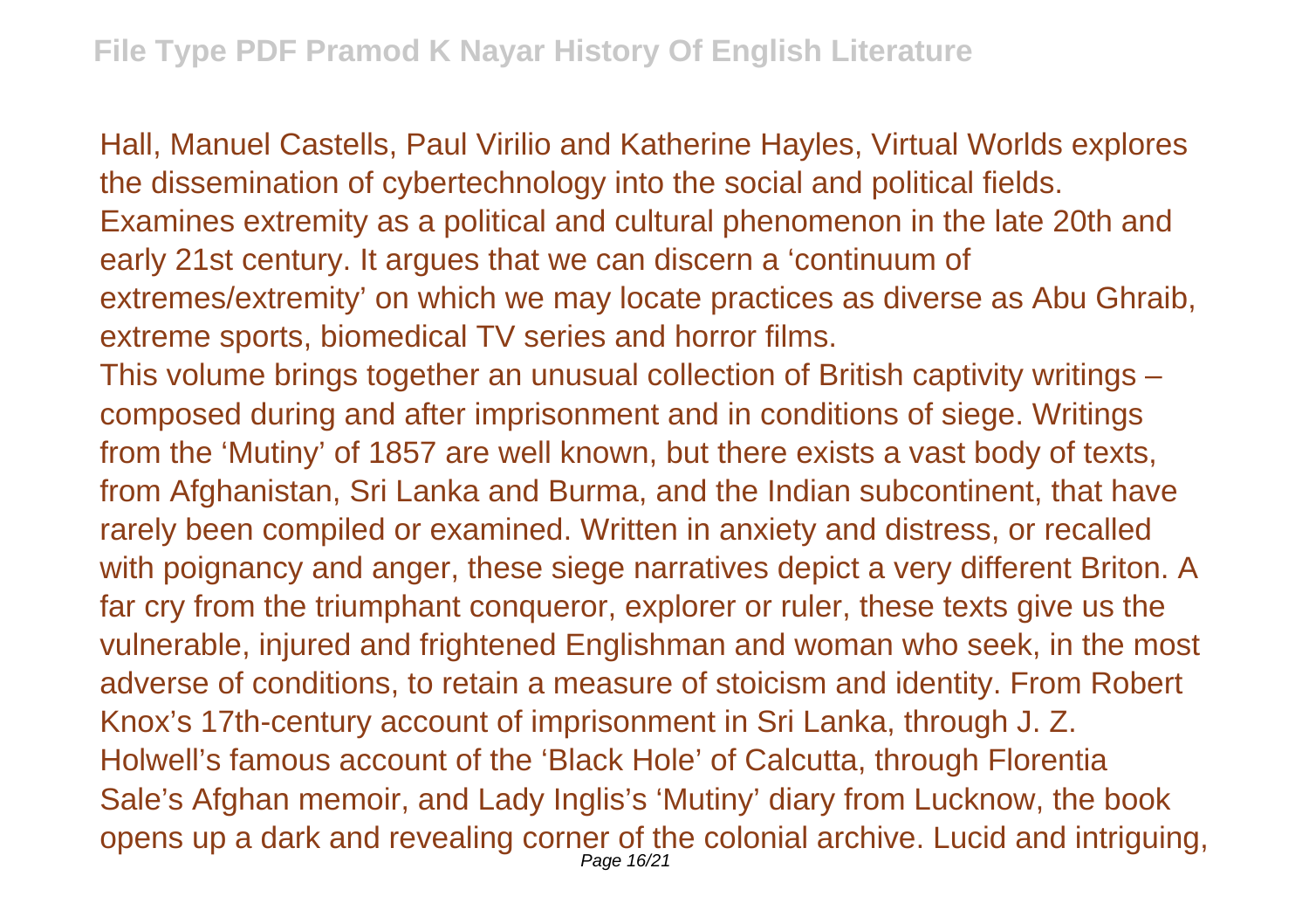Hall, Manuel Castells, Paul Virilio and Katherine Hayles, Virtual Worlds explores the dissemination of cybertechnology into the social and political fields.

Examines extremity as a political and cultural phenomenon in the late 20th and early 21st century. It argues that we can discern a 'continuum of extremes/extremity' on which we may locate practices as diverse as Abu Ghraib, extreme sports, biomedical TV series and horror films.

This volume brings together an unusual collection of British captivity writings – composed during and after imprisonment and in conditions of siege. Writings from the 'Mutiny' of 1857 are well known, but there exists a vast body of texts, from Afghanistan, Sri Lanka and Burma, and the Indian subcontinent, that have rarely been compiled or examined. Written in anxiety and distress, or recalled with poignancy and anger, these siege narratives depict a very different Briton. A far cry from the triumphant conqueror, explorer or ruler, these texts give us the vulnerable, injured and frightened Englishman and woman who seek, in the most adverse of conditions, to retain a measure of stoicism and identity. From Robert Knox's 17th-century account of imprisonment in Sri Lanka, through J. Z. Holwell's famous account of the 'Black Hole' of Calcutta, through Florentia Sale's Afghan memoir, and Lady Inglis's 'Mutiny' diary from Lucknow, the book opens up a dark and revealing corner of the colonial archive. Lucid and intriguing,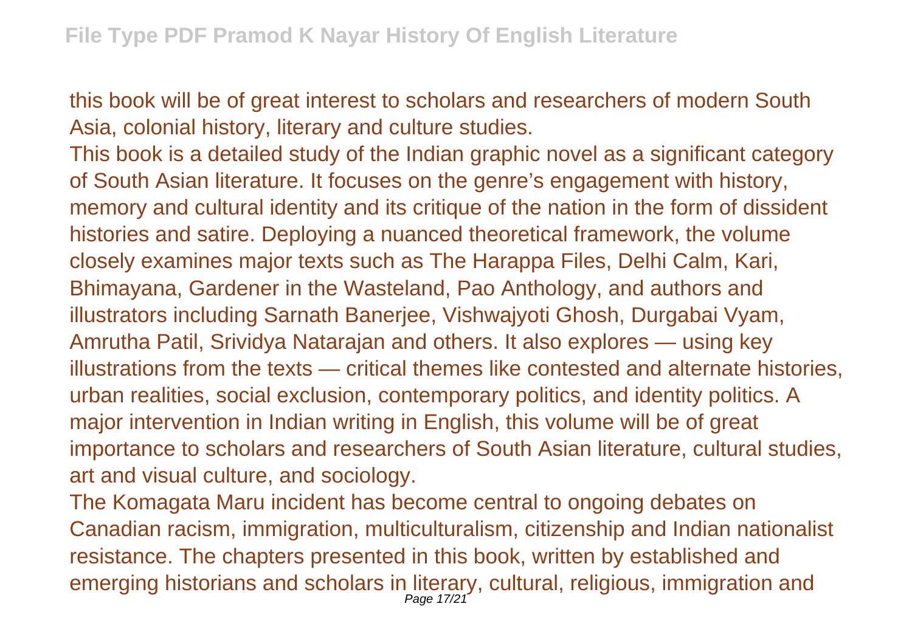this book will be of great interest to scholars and researchers of modern South Asia, colonial history, literary and culture studies.

This book is a detailed study of the Indian graphic novel as a significant category of South Asian literature. It focuses on the genre's engagement with history, memory and cultural identity and its critique of the nation in the form of dissident histories and satire. Deploying a nuanced theoretical framework, the volume closely examines major texts such as The Harappa Files, Delhi Calm, Kari, Bhimayana, Gardener in the Wasteland, Pao Anthology, and authors and illustrators including Sarnath Banerjee, Vishwajyoti Ghosh, Durgabai Vyam, Amrutha Patil, Srividya Natarajan and others. It also explores — using key illustrations from the texts — critical themes like contested and alternate histories, urban realities, social exclusion, contemporary politics, and identity politics. A major intervention in Indian writing in English, this volume will be of great importance to scholars and researchers of South Asian literature, cultural studies, art and visual culture, and sociology.

The Komagata Maru incident has become central to ongoing debates on Canadian racism, immigration, multiculturalism, citizenship and Indian nationalist resistance. The chapters presented in this book, written by established and emerging historians and scholars in literary, cultural, religious, immigration and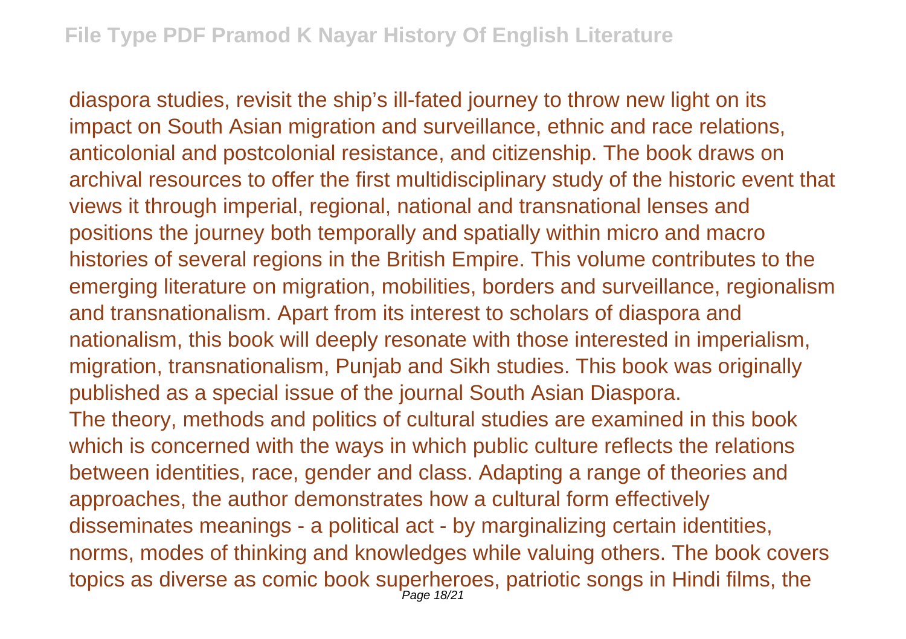diaspora studies, revisit the ship's ill-fated journey to throw new light on its impact on South Asian migration and surveillance, ethnic and race relations, anticolonial and postcolonial resistance, and citizenship. The book draws on archival resources to offer the first multidisciplinary study of the historic event that views it through imperial, regional, national and transnational lenses and positions the journey both temporally and spatially within micro and macro histories of several regions in the British Empire. This volume contributes to the emerging literature on migration, mobilities, borders and surveillance, regionalism and transnationalism. Apart from its interest to scholars of diaspora and nationalism, this book will deeply resonate with those interested in imperialism, migration, transnationalism, Punjab and Sikh studies. This book was originally published as a special issue of the journal South Asian Diaspora.

The theory, methods and politics of cultural studies are examined in this book which is concerned with the ways in which public culture reflects the relations between identities, race, gender and class. Adapting a range of theories and approaches, the author demonstrates how a cultural form effectively disseminates meanings - a political act - by marginalizing certain identities, norms, modes of thinking and knowledges while valuing others. The book covers topics as diverse as comic book superheroes, patriotic songs in Hindi films, the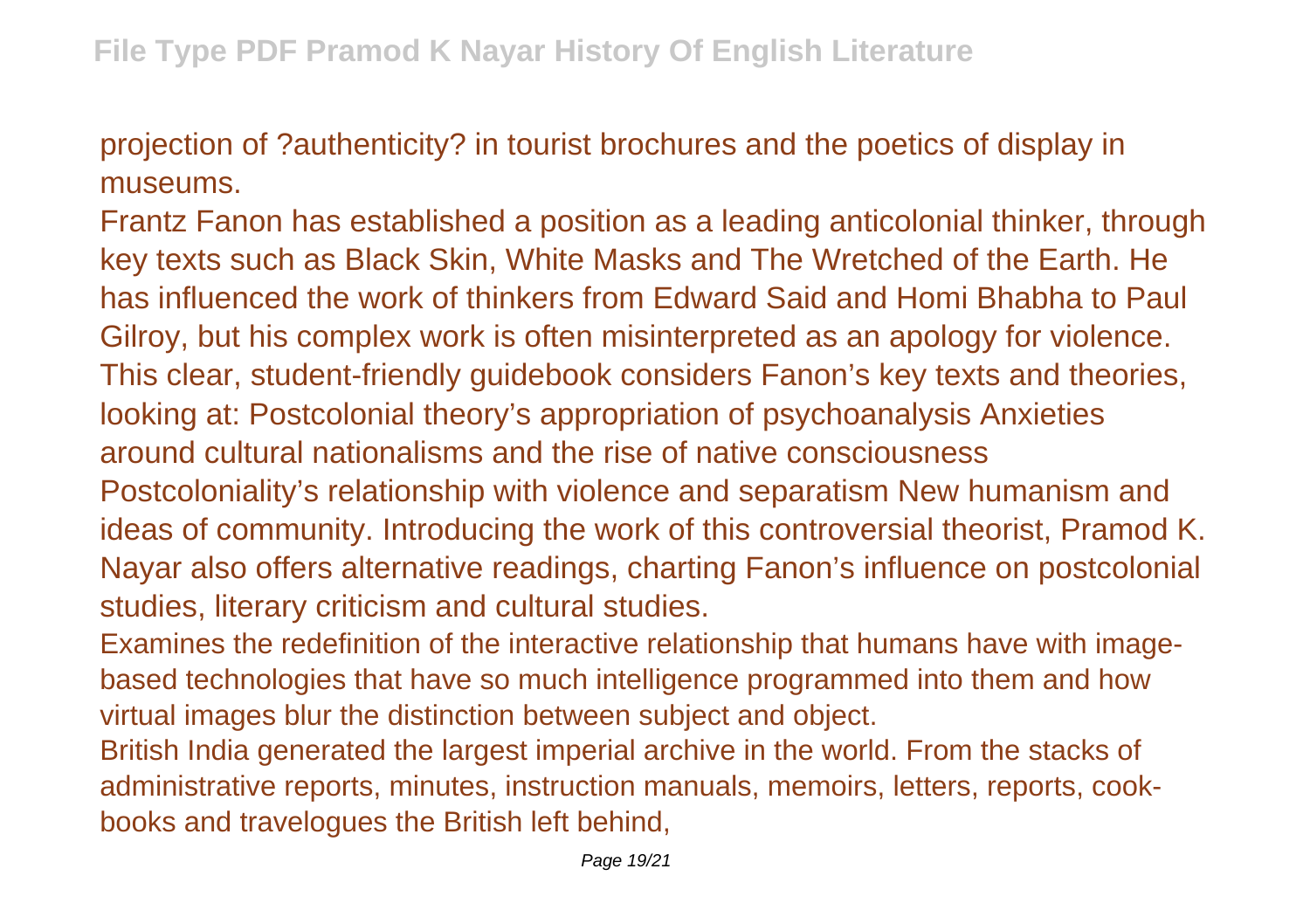projection of ?authenticity? in tourist brochures and the poetics of display in museums.

Frantz Fanon has established a position as a leading anticolonial thinker, through key texts such as Black Skin, White Masks and The Wretched of the Earth. He has influenced the work of thinkers from Edward Said and Homi Bhabha to Paul Gilroy, but his complex work is often misinterpreted as an apology for violence. This clear, student-friendly guidebook considers Fanon's key texts and theories, looking at: Postcolonial theory's appropriation of psychoanalysis Anxieties around cultural nationalisms and the rise of native consciousness Postcoloniality's relationship with violence and separatism New humanism and ideas of community. Introducing the work of this controversial theorist, Pramod K. Nayar also offers alternative readings, charting Fanon's influence on postcolonial studies, literary criticism and cultural studies.

Examines the redefinition of the interactive relationship that humans have with image-based technologies that have so much intelligence programmed into them and how virtual images blur the distinction between subject and object.

British India generated the largest imperial archive in the world. From the stacks of administrative reports, minutes, instruction manuals, memoirs, letters, reports, cook-books and travelogues the British left behind,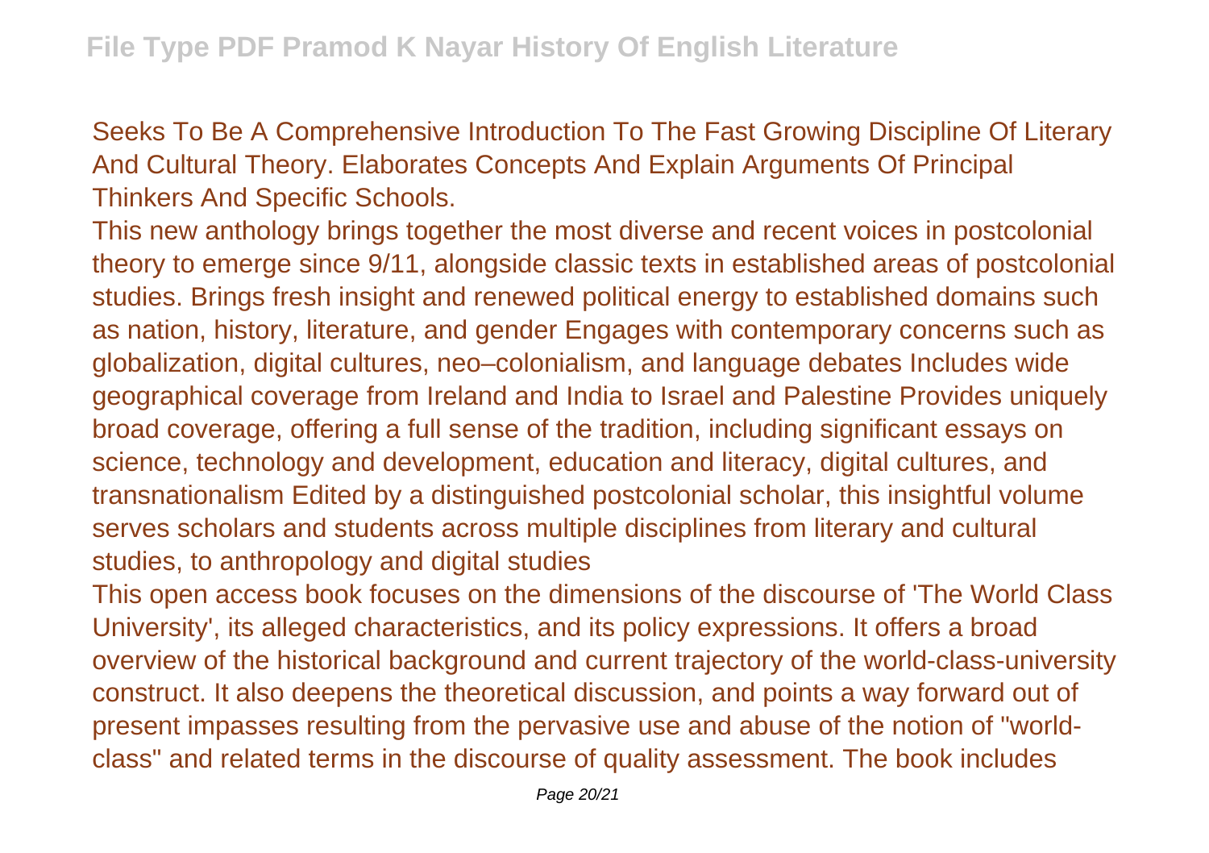Seeks To Be A Comprehensive Introduction To The Fast Growing Discipline Of Literary And Cultural Theory. Elaborates Concepts And Explain Arguments Of Principal Thinkers And Specific Schools.

This new anthology brings together the most diverse and recent voices in postcolonial theory to emerge since 9/11, alongside classic texts in established areas of postcolonial studies. Brings fresh insight and renewed political energy to established domains such as nation, history, literature, and gender Engages with contemporary concerns such as globalization, digital cultures, neo–colonialism, and language debates Includes wide geographical coverage from Ireland and India to Israel and Palestine Provides uniquely broad coverage, offering a full sense of the tradition, including significant essays on science, technology and development, education and literacy, digital cultures, and transnationalism Edited by a distinguished postcolonial scholar, this insightful volume serves scholars and students across multiple disciplines from literary and cultural studies, to anthropology and digital studies

This open access book focuses on the dimensions of the discourse of 'The World Class University', its alleged characteristics, and its policy expressions. It offers a broad overview of the historical background and current trajectory of the world-class-university construct. It also deepens the theoretical discussion, and points a way forward out of present impasses resulting from the pervasive use and abuse of the notion of "world-class" and related terms in the discourse of quality assessment. The book includes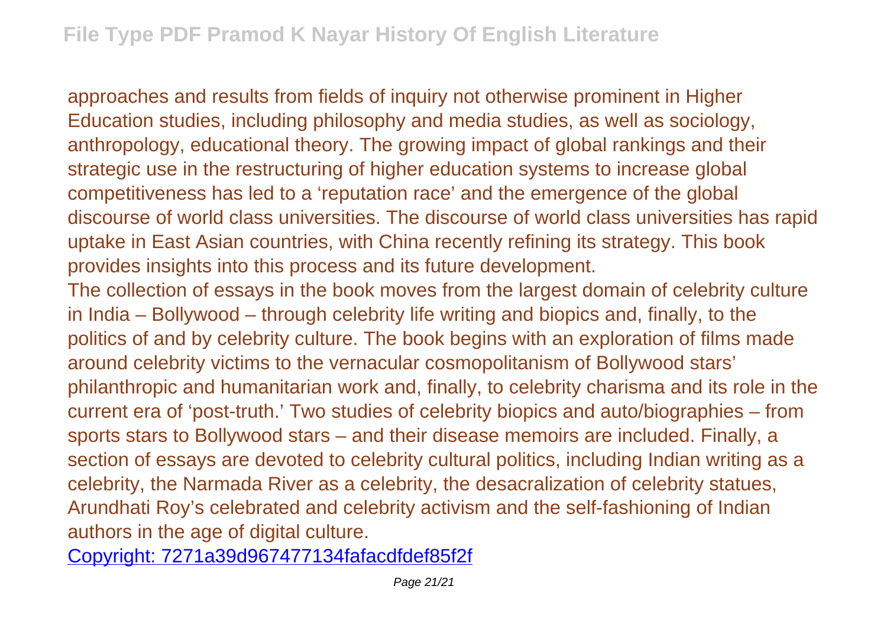approaches and results from fields of inquiry not otherwise prominent in Higher Education studies, including philosophy and media studies, as well as sociology, anthropology, educational theory. The growing impact of global rankings and their strategic use in the restructuring of higher education systems to increase global competitiveness has led to a 'reputation race' and the emergence of the global discourse of world class universities. The discourse of world class universities has rapid uptake in East Asian countries, with China recently refining its strategy. This book provides insights into this process and its future development.

The collection of essays in the book moves from the largest domain of celebrity culture in India – Bollywood – through celebrity life writing and biopics and, finally, to the politics of and by celebrity culture. The book begins with an exploration of films made around celebrity victims to the vernacular cosmopolitanism of Bollywood stars' philanthropic and humanitarian work and, finally, to celebrity charisma and its role in the current era of 'post-truth.' Two studies of celebrity biopics and auto/biographies – from sports stars to Bollywood stars – and their disease memoirs are included. Finally, a section of essays are devoted to celebrity cultural politics, including Indian writing as a celebrity, the Narmada River as a celebrity, the desacralization of celebrity statues, Arundhati Roy's celebrated and celebrity activism and the self-fashioning of Indian authors in the age of digital culture.

Copyright: 7271a39d967477134fafacdfdef85f2f